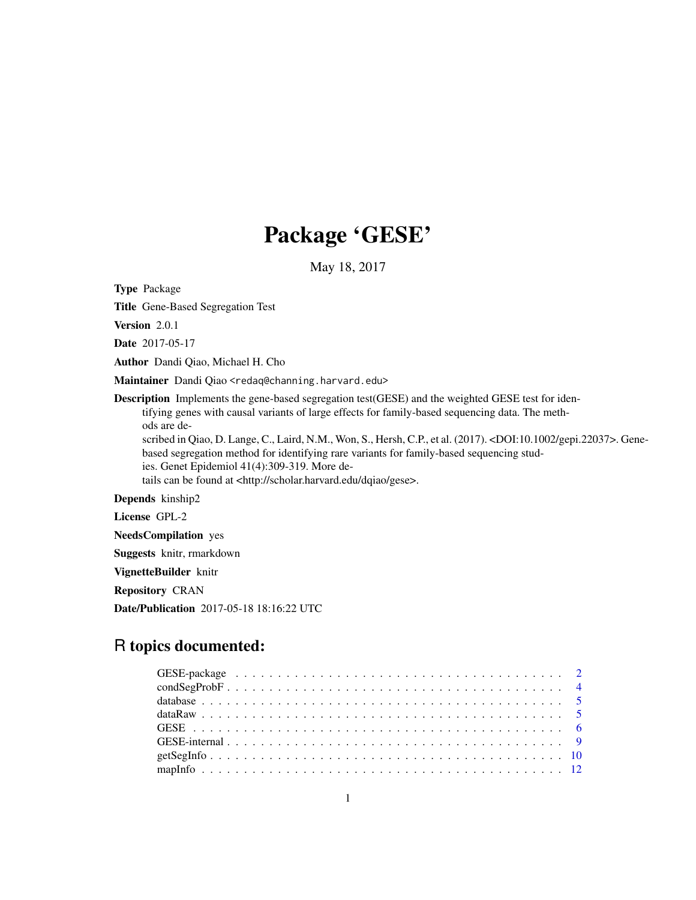# Package 'GESE'

May 18, 2017

**Type** Package

**Title** Gene-Based Segregation Test

**Version** 2.0.1

**Date** 2017-05-17

**Author** Dandi Qiao, Michael H. Cho

**Maintainer** Dandi Qiao <redaq@channing.harvard.edu>

**Description** Implements the gene-based segregation test(GESE) and the weighted GESE test for identifying genes with causal variants of large effects for family-based sequencing data. The methods are described in Qiao, D. Lange, C., Laird, N.M., Won, S., Hersh, C.P., et al. (2017). <DOI:10.1002/gepi.22037>. Gene-based segregation method for identifying rare variants for family-based sequencing studies. Genet Epidemiol 41(4):309-319. More details can be found at <http://scholar.harvard.edu/dqiao/gese>.

**Depends** kinship2

**License** GPL-2

**NeedsCompilation** yes

**Suggests** knitr, rmarkdown

**VignetteBuilder** knitr

**Repository** CRAN

**Date/Publication** 2017-05-18 18:16:22 UTC

## R topics documented:

- GESE-package . . . . . . . . . . . . . . . . . . . . . . . . . . . . . . . . . . . . . . . 2
- condSegProbF . . . . . . . . . . . . . . . . . . . . . . . . . . . . . . . . . . . . . . . 4
- database . . . . . . . . . . . . . . . . . . . . . . . . . . . . . . . . . . . . . . . . . 5
- dataRaw . . . . . . . . . . . . . . . . . . . . . . . . . . . . . . . . . . . . . . . . . 5
- GESE . . . . . . . . . . . . . . . . . . . . . . . . . . . . . . . . . . . . . . . . . . . 6
- GESE-internal . . . . . . . . . . . . . . . . . . . . . . . . . . . . . . . . . . . . . . 9
- getSegInfo . . . . . . . . . . . . . . . . . . . . . . . . . . . . . . . . . . . . . . . . 10
- mapInfo . . . . . . . . . . . . . . . . . . . . . . . . . . . . . . . . . . . . . . . . . 12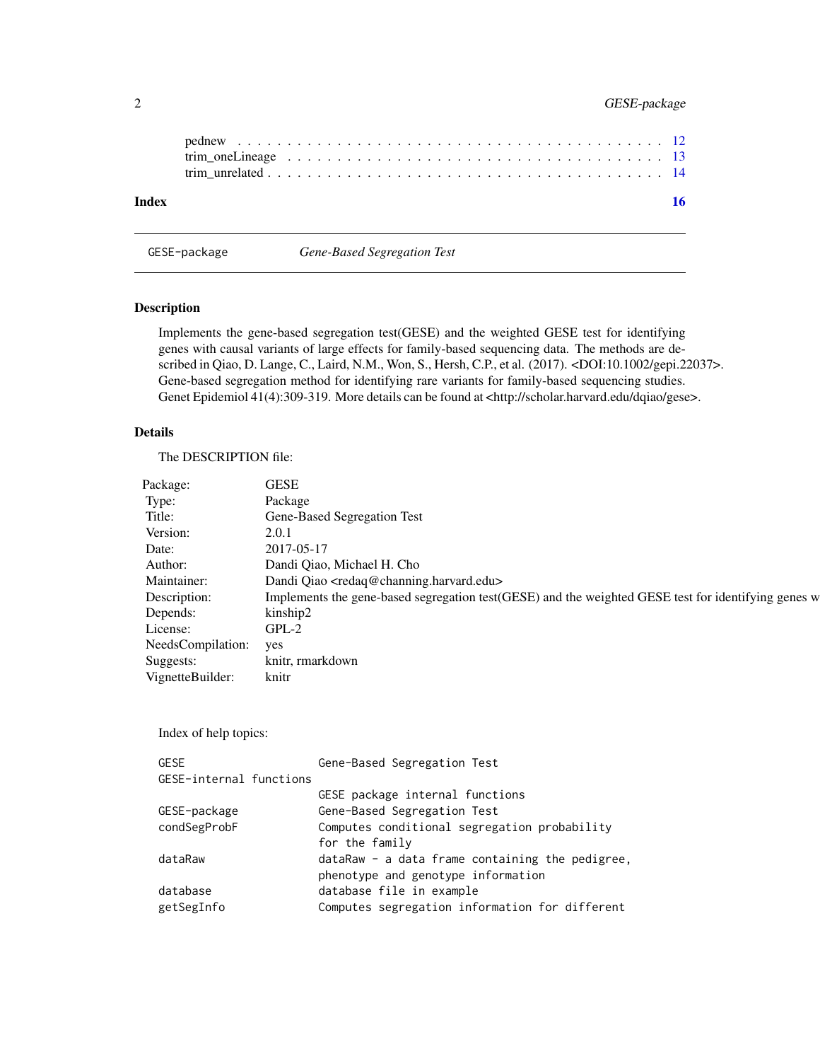pednew . . . . . . . . . . . . . . . . . . . . . . . . . . . . . . . . . . . . . . . . 12
trim_oneLineage . . . . . . . . . . . . . . . . . . . . . . . . . . . . . . . . . . . 13
trim_unrelated . . . . . . . . . . . . . . . . . . . . . . . . . . . . . . . . . . . . 14

**Index** **16**

---

GESE-package *Gene-Based Segregation Test*

---

## Description

Implements the gene-based segregation test(GESE) and the weighted GESE test for identifying genes with causal variants of large effects for family-based sequencing data. The methods are described in Qiao, D. Lange, C., Laird, N.M., Won, S., Hersh, C.P., et al. (2017). <DOI:10.1002/gepi.22037>. Gene-based segregation method for identifying rare variants for family-based sequencing studies. Genet Epidemiol 41(4):309-319. More details can be found at <http://scholar.harvard.edu/dqiao/gese>.

## Details

The DESCRIPTION file:

| | |
|---|---|
| Package: | GESE |
| Type: | Package |
| Title: | Gene-Based Segregation Test |
| Version: | 2.0.1 |
| Date: | 2017-05-17 |
| Author: | Dandi Qiao, Michael H. Cho |
| Maintainer: | Dandi Qiao <redaq@channing.harvard.edu> |
| Description: | Implements the gene-based segregation test(GESE) and the weighted GESE test for identifying genes w |
| Depends: | kinship2 |
| License: | GPL-2 |
| NeedsCompilation: | yes |
| Suggests: | knitr, rmarkdown |
| VignetteBuilder: | knitr |

Index of help topics:

```
GESE                    Gene-Based Segregation Test
GESE-internal functions
                        GESE package internal functions
GESE-package            Gene-Based Segregation Test
condSegProbF            Computes conditional segregation probability
                        for the family
dataRaw                 dataRaw - a data frame containing the pedigree,
                        phenotype and genotype information
database                database file in example
getSegInfo              Computes segregation information for different
```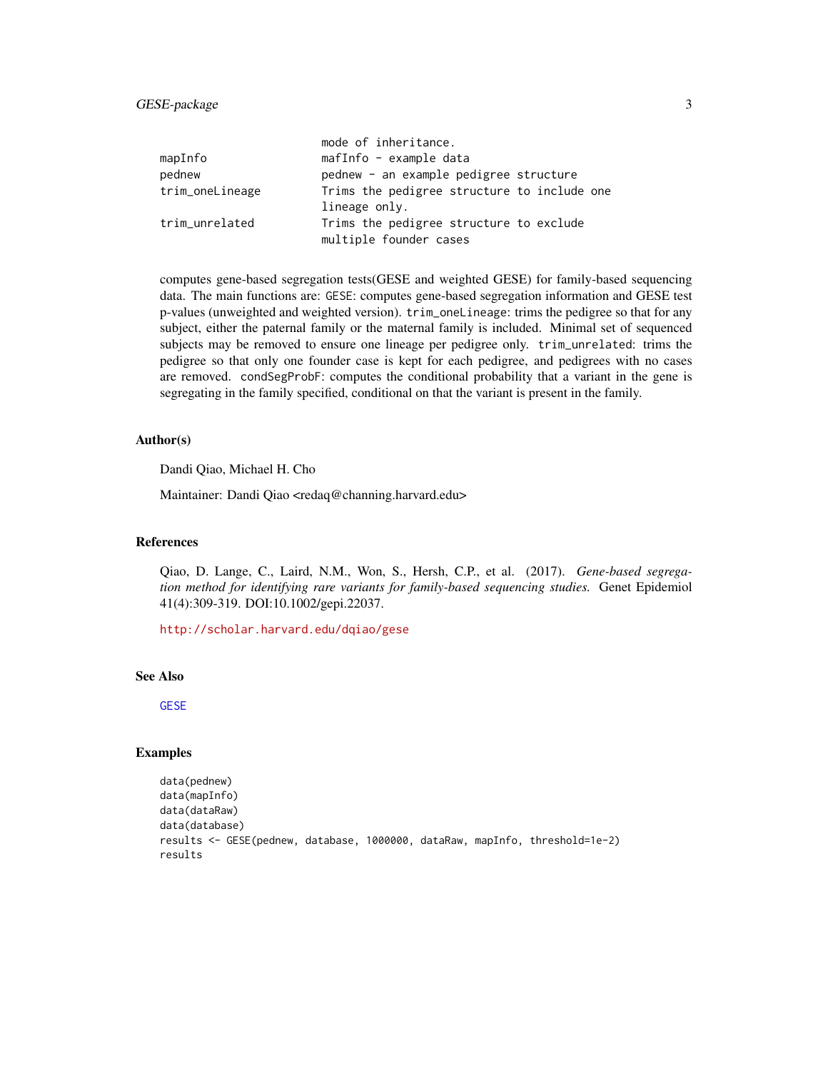| | |
|---|---|
| | mode of inheritance. |
| mapInfo | mafInfo - example data |
| pednew | pednew - an example pedigree structure |
| trim_oneLineage | Trims the pedigree structure to include one lineage only. |
| trim_unrelated | Trims the pedigree structure to exclude multiple founder cases |

computes gene-based segregation tests(GESE and weighted GESE) for family-based sequencing data. The main functions are: `GESE`: computes gene-based segregation information and GESE test p-values (unweighted and weighted version). `trim_oneLineage`: trims the pedigree so that for any subject, either the paternal family or the maternal family is included. Minimal set of sequenced subjects may be removed to ensure one lineage per pedigree only. `trim_unrelated`: trims the pedigree so that only one founder case is kept for each pedigree, and pedigrees with no cases are removed. `condSegProbF`: computes the conditional probability that a variant in the gene is segregating in the family specified, conditional on that the variant is present in the family.

### Author(s)

Dandi Qiao, Michael H. Cho

Maintainer: Dandi Qiao <redaq@channing.harvard.edu>

### References

Qiao, D. Lange, C., Laird, N.M., Won, S., Hersh, C.P., et al. (2017). *Gene-based segregation method for identifying rare variants for family-based sequencing studies.* Genet Epidemiol 41(4):309-319. DOI:10.1002/gepi.22037.

http://scholar.harvard.edu/dqiao/gese

### See Also

GESE

### Examples

```
data(pednew)
data(mapInfo)
data(dataRaw)
data(database)
results <- GESE(pednew, database, 1000000, dataRaw, mapInfo, threshold=1e-2)
results
```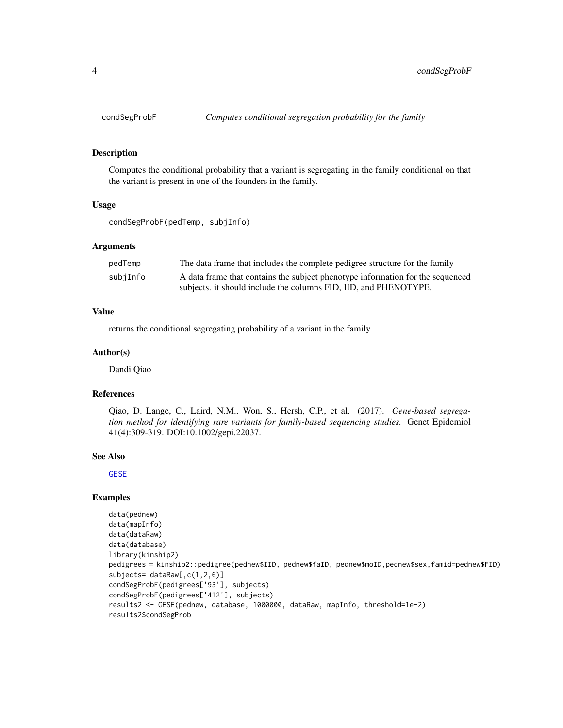# condSegProbF — *Computes conditional segregation probability for the family*

## Description

Computes the conditional probability that a variant is segregating in the family conditional on that the variant is present in one of the founders in the family.

## Usage

```
condSegProbF(pedTemp, subjInfo)
```

## Arguments

| | |
|---|---|
| pedTemp | The data frame that includes the complete pedigree structure for the family |
| subjInfo | A data frame that contains the subject phenotype information for the sequenced subjects. it should include the columns FID, IID, and PHENOTYPE. |

## Value

returns the conditional segregating probability of a variant in the family

## Author(s)

Dandi Qiao

## References

Qiao, D. Lange, C., Laird, N.M., Won, S., Hersh, C.P., et al. (2017). *Gene-based segregation method for identifying rare variants for family-based sequencing studies.* Genet Epidemiol 41(4):309-319. DOI:10.1002/gepi.22037.

## See Also

GESE

## Examples

```
data(pednew)
data(mapInfo)
data(dataRaw)
data(database)
library(kinship2)
pedigrees = kinship2::pedigree(pednew$IID, pednew$faID, pednew$moID,pednew$sex,famid=pednew$FID)
subjects= dataRaw[,c(1,2,6)]
condSegProbF(pedigrees['93'], subjects)
condSegProbF(pedigrees['412'], subjects)
results2 <- GESE(pednew, database, 1000000, dataRaw, mapInfo, threshold=1e-2)
results2$condSegProb
```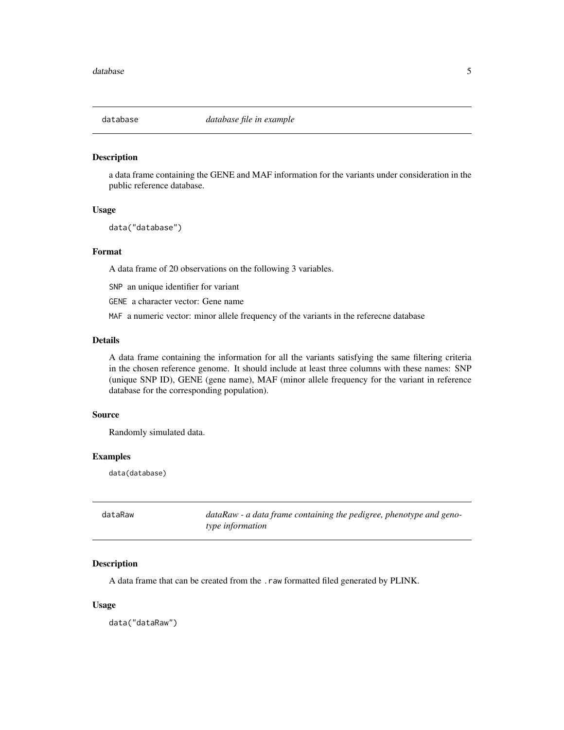## database — *database file in example*

### Description

a data frame containing the GENE and MAF information for the variants under consideration in the public reference database.

### Usage

```
data("database")
```

### Format

A data frame of 20 observations on the following 3 variables.

`SNP` an unique identifier for variant

`GENE` a character vector: Gene name

`MAF` a numeric vector: minor allele frequency of the variants in the referecne database

### Details

A data frame containing the information for all the variants satisfying the same filtering criteria in the chosen reference genome. It should include at least three columns with these names: SNP (unique SNP ID), GENE (gene name), MAF (minor allele frequency for the variant in reference database for the corresponding population).

### Source

Randomly simulated data.

### Examples

```
data(database)
```

## dataRaw — *dataRaw - a data frame containing the pedigree, phenotype and genotype information*

### Description

A data frame that can be created from the `.raw` formatted filed generated by PLINK.

### Usage

```
data("dataRaw")
```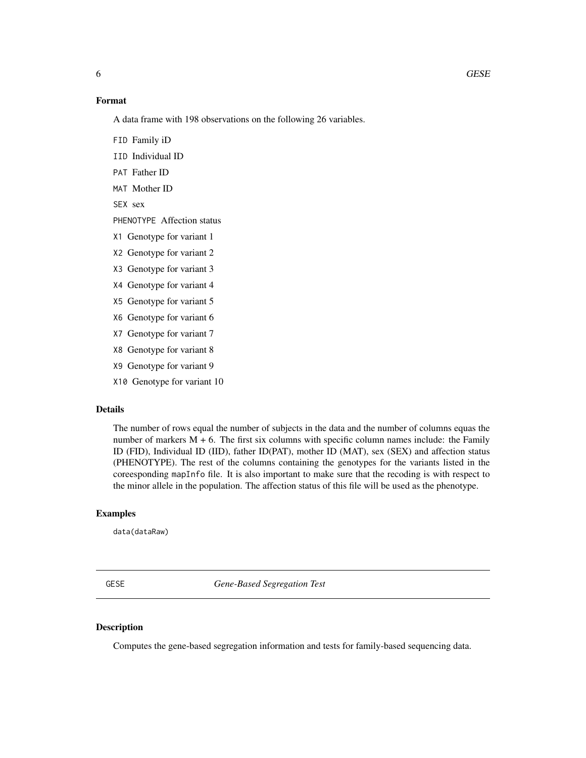### Format

A data frame with 198 observations on the following 26 variables.

- `FID` Family iD
- `IID` Individual ID
- `PAT` Father ID
- `MAT` Mother ID
- `SEX` sex
- `PHENOTYPE` Affection status
- `X1` Genotype for variant 1
- `X2` Genotype for variant 2
- `X3` Genotype for variant 3
- `X4` Genotype for variant 4
- `X5` Genotype for variant 5
- `X6` Genotype for variant 6
- `X7` Genotype for variant 7
- `X8` Genotype for variant 8
- `X9` Genotype for variant 9
- `X10` Genotype for variant 10

### Details

The number of rows equal the number of subjects in the data and the number of columns equas the number of markers M + 6. The first six columns with specific column names include: the Family ID (FID), Individual ID (IID), father ID(PAT), mother ID (MAT), sex (SEX) and affection status (PHENOTYPE). The rest of the columns containing the genotypes for the variants listed in the coreesponding `mapInfo` file. It is also important to make sure that the recoding is with respect to the minor allele in the population. The affection status of this file will be used as the phenotype.

### Examples

```
data(dataRaw)
```

---

## GESE *Gene-Based Segregation Test*

---

### Description

Computes the gene-based segregation information and tests for family-based sequencing data.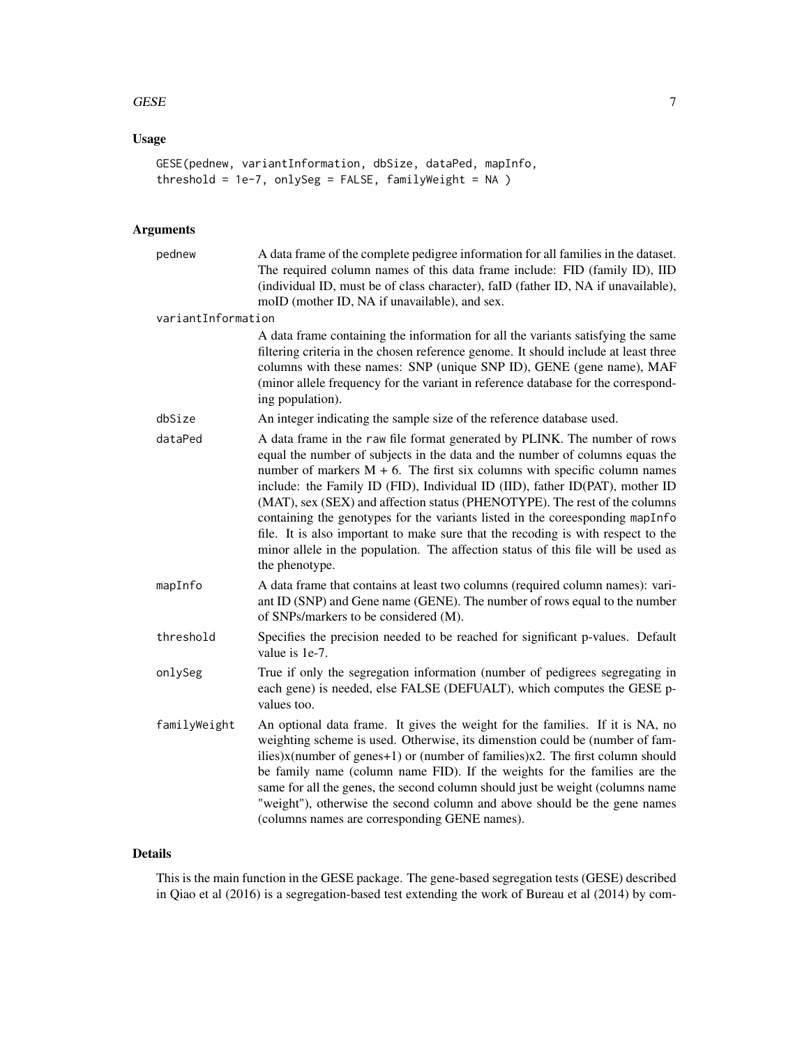## Usage

```
GESE(pednew, variantInformation, dbSize, dataPed, mapInfo,
threshold = 1e-7, onlySeg = FALSE, familyWeight = NA )
```

## Arguments

- `pednew` A data frame of the complete pedigree information for all families in the dataset. The required column names of this data frame include: FID (family ID), IID (individual ID, must be of class character), faID (father ID, NA if unavailable), moID (mother ID, NA if unavailable), and sex.

- `variantInformation` A data frame containing the information for all the variants satisfying the same filtering criteria in the chosen reference genome. It should include at least three columns with these names: SNP (unique SNP ID), GENE (gene name), MAF (minor allele frequency for the variant in reference database for the corresponding population).

- `dbSize` An integer indicating the sample size of the reference database used.

- `dataPed` A data frame in the `raw` file format generated by PLINK. The number of rows equal the number of subjects in the data and the number of columns equas the number of markers M + 6. The first six columns with specific column names include: the Family ID (FID), Individual ID (IID), father ID(PAT), mother ID (MAT), sex (SEX) and affection status (PHENOTYPE). The rest of the columns containing the genotypes for the variants listed in the coreesponding `mapInfo` file. It is also important to make sure that the recoding is with respect to the minor allele in the population. The affection status of this file will be used as the phenotype.

- `mapInfo` A data frame that contains at least two columns (required column names): variant ID (SNP) and Gene name (GENE). The number of rows equal to the number of SNPs/markers to be considered (M).

- `threshold` Specifies the precision needed to be reached for significant p-values. Default value is 1e-7.

- `onlySeg` True if only the segregation information (number of pedigrees segregating in each gene) is needed, else FALSE (DEFUALT), which computes the GESE p-values too.

- `familyWeight` An optional data frame. It gives the weight for the families. If it is NA, no weighting scheme is used. Otherwise, its dimenstion could be (number of families)x(number of genes+1) or (number of families)x2. The first column should be family name (column name FID). If the weights for the families are the same for all the genes, the second column should just be weight (columns name "weight"), otherwise the second column and above should be the gene names (columns names are corresponding GENE names).

## Details

This is the main function in the GESE package. The gene-based segregation tests (GESE) described in Qiao et al (2016) is a segregation-based test extending the work of Bureau et al (2014) by com-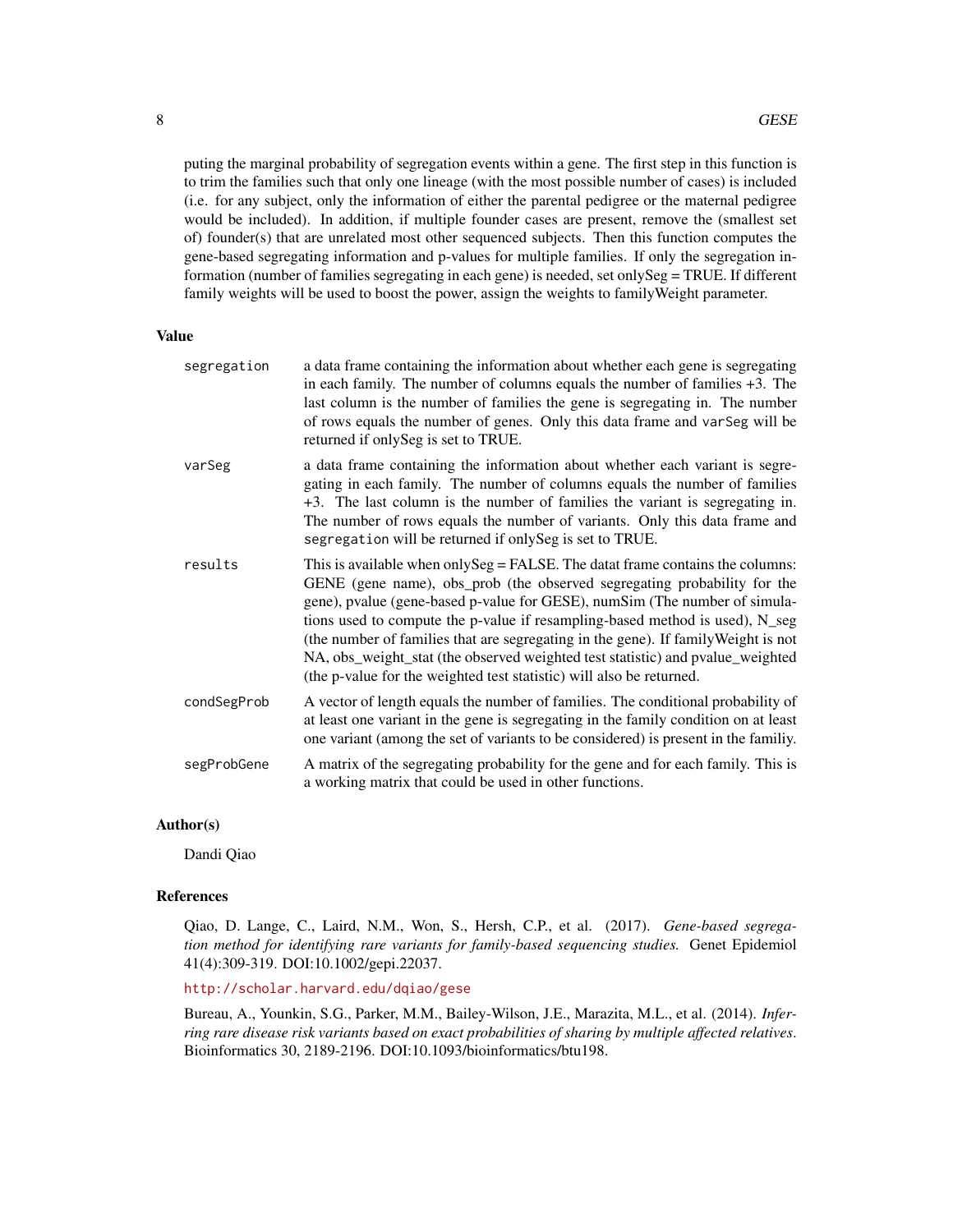puting the marginal probability of segregation events within a gene. The first step in this function is to trim the families such that only one lineage (with the most possible number of cases) is included (i.e. for any subject, only the information of either the parental pedigree or the maternal pedigree would be included). In addition, if multiple founder cases are present, remove the (smallest set of) founder(s) that are unrelated most other sequenced subjects. Then this function computes the gene-based segregating information and p-values for multiple families. If only the segregation information (number of families segregating in each gene) is needed, set onlySeg = TRUE. If different family weights will be used to boost the power, assign the weights to familyWeight parameter.

## Value

`segregation` a data frame containing the information about whether each gene is segregating in each family. The number of columns equals the number of families +3. The last column is the number of families the gene is segregating in. The number of rows equals the number of genes. Only this data frame and `varSeg` will be returned if onlySeg is set to TRUE.

`varSeg` a data frame containing the information about whether each variant is segregating in each family. The number of columns equals the number of families +3. The last column is the number of families the variant is segregating in. The number of rows equals the number of variants. Only this data frame and `segregation` will be returned if onlySeg is set to TRUE.

`results` This is available when onlySeg = FALSE. The datat frame contains the columns: GENE (gene name), obs_prob (the observed segregating probability for the gene), pvalue (gene-based p-value for GESE), numSim (The number of simulations used to compute the p-value if resampling-based method is used), N_seg (the number of families that are segregating in the gene). If familyWeight is not NA, obs_weight_stat (the observed weighted test statistic) and pvalue_weighted (the p-value for the weighted test statistic) will also be returned.

`condSegProb` A vector of length equals the number of families. The conditional probability of at least one variant in the gene is segregating in the family condition on at least one variant (among the set of variants to be considered) is present in the familiy.

`segProbGene` A matrix of the segregating probability for the gene and for each family. This is a working matrix that could be used in other functions.

## Author(s)

Dandi Qiao

## References

Qiao, D. Lange, C., Laird, N.M., Won, S., Hersh, C.P., et al. (2017). *Gene-based segregation method for identifying rare variants for family-based sequencing studies.* Genet Epidemiol 41(4):309-319. DOI:10.1002/gepi.22037.

http://scholar.harvard.edu/dqiao/gese

Bureau, A., Younkin, S.G., Parker, M.M., Bailey-Wilson, J.E., Marazita, M.L., et al. (2014). *Inferring rare disease risk variants based on exact probabilities of sharing by multiple affected relatives*. Bioinformatics 30, 2189-2196. DOI:10.1093/bioinformatics/btu198.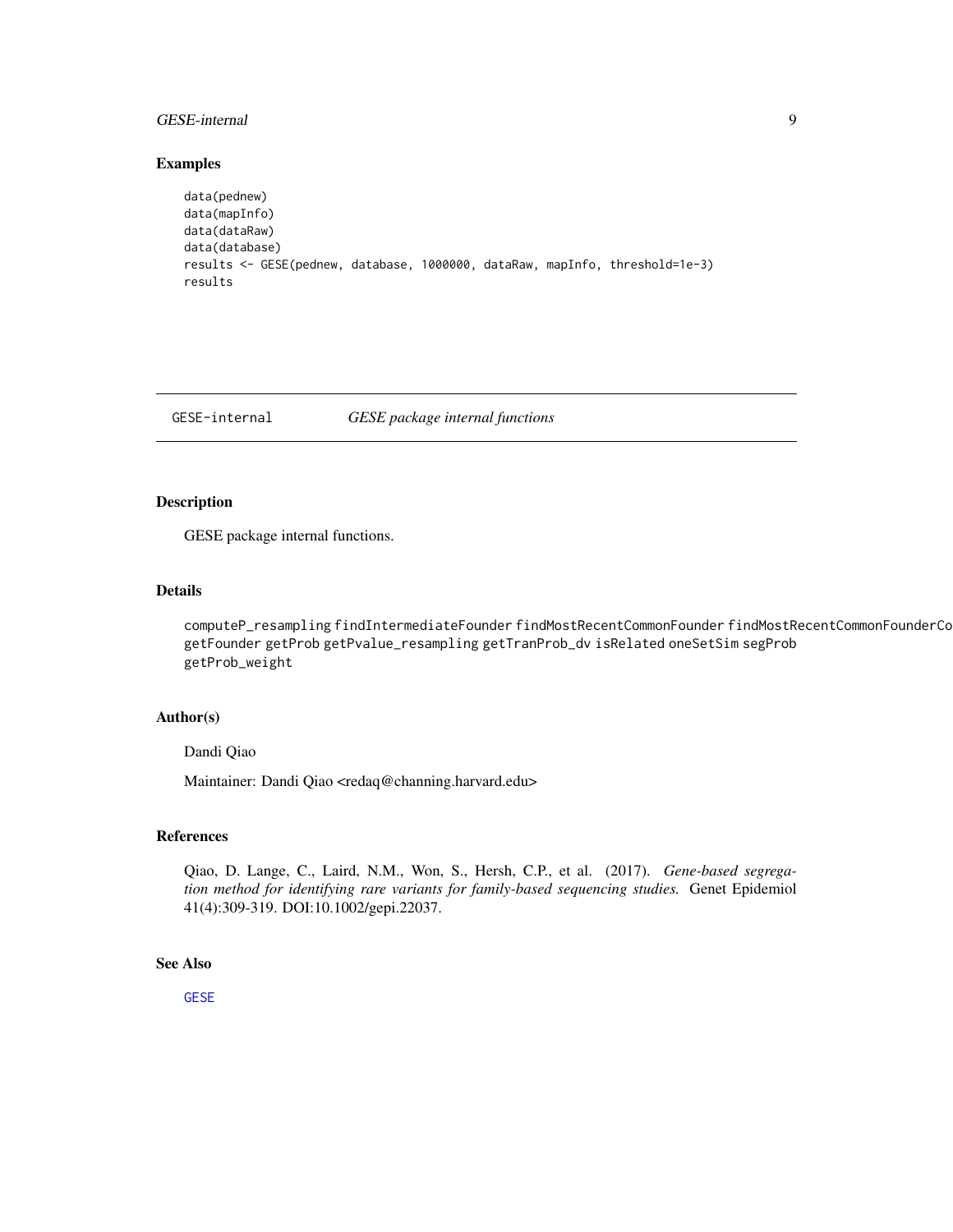### Examples

```
data(pednew)
data(mapInfo)
data(dataRaw)
data(database)
results <- GESE(pednew, database, 1000000, dataRaw, mapInfo, threshold=1e-3)
results
```

---

## GESE-internal — *GESE package internal functions*

### Description

GESE package internal functions.

### Details

computeP_resampling findIntermediateFounder findMostRecentCommonFounder findMostRecentCommonFounderCo getFounder getProb getPvalue_resampling getTranProb_dv isRelated oneSetSim segProb getProb_weight

### Author(s)

Dandi Qiao

Maintainer: Dandi Qiao <redaq@channing.harvard.edu>

### References

Qiao, D. Lange, C., Laird, N.M., Won, S., Hersh, C.P., et al. (2017). *Gene-based segregation method for identifying rare variants for family-based sequencing studies.* Genet Epidemiol 41(4):309-319. DOI:10.1002/gepi.22037.

### See Also

GESE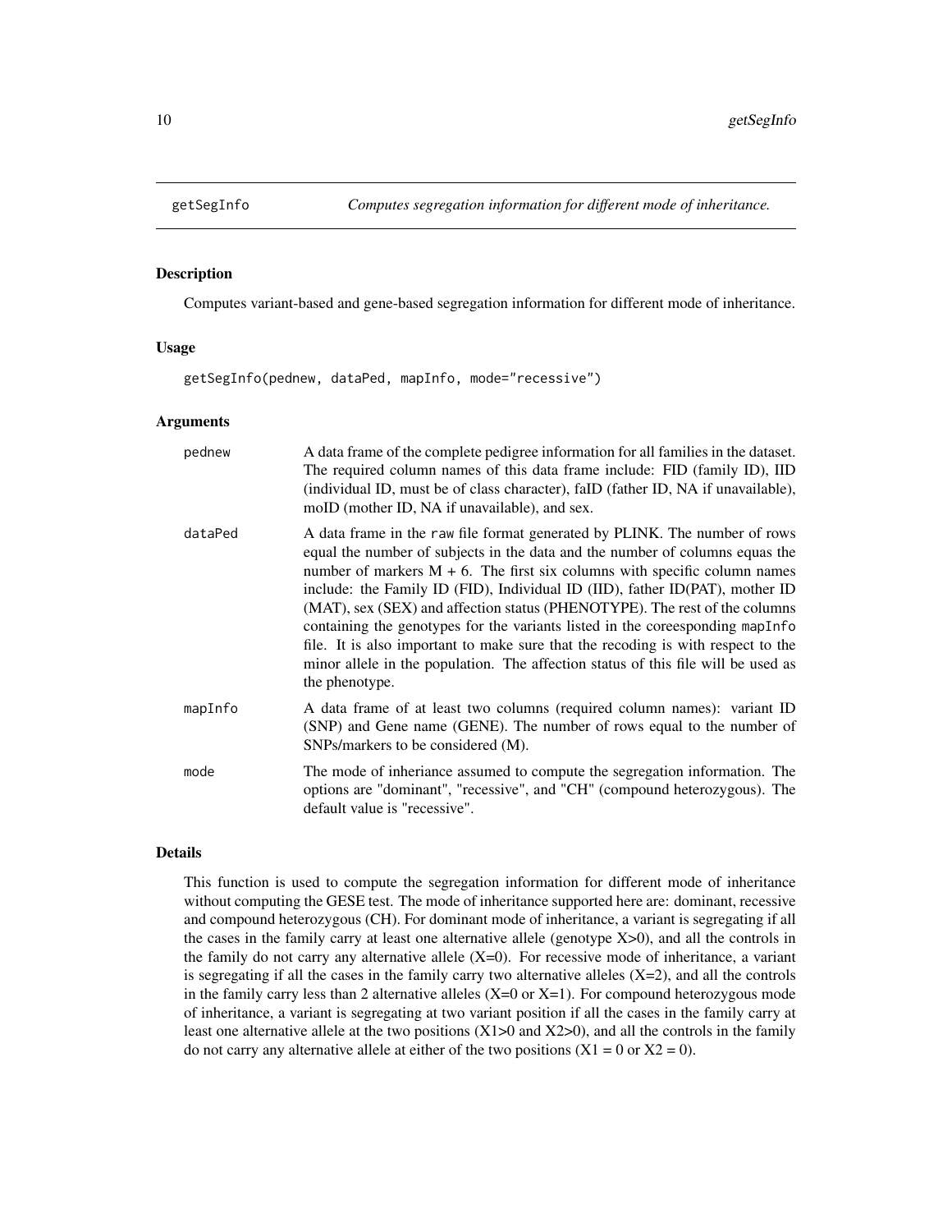getSegInfo *Computes segregation information for different mode of inheritance.*

## Description

Computes variant-based and gene-based segregation information for different mode of inheritance.

## Usage

```
getSegInfo(pednew, dataPed, mapInfo, mode="recessive")
```

## Arguments

| | |
|---|---|
| pednew | A data frame of the complete pedigree information for all families in the dataset. The required column names of this data frame include: FID (family ID), IID (individual ID, must be of class character), faID (father ID, NA if unavailable), moID (mother ID, NA if unavailable), and sex. |
| dataPed | A data frame in the raw file format generated by PLINK. The number of rows equal the number of subjects in the data and the number of columns equas the number of markers M + 6. The first six columns with specific column names include: the Family ID (FID), Individual ID (IID), father ID(PAT), mother ID (MAT), sex (SEX) and affection status (PHENOTYPE). The rest of the columns containing the genotypes for the variants listed in the coreesponding mapInfo file. It is also important to make sure that the recoding is with respect to the minor allele in the population. The affection status of this file will be used as the phenotype. |
| mapInfo | A data frame of at least two columns (required column names): variant ID (SNP) and Gene name (GENE). The number of rows equal to the number of SNPs/markers to be considered (M). |
| mode | The mode of inheriance assumed to compute the segregation information. The options are "dominant", "recessive", and "CH" (compound heterozygous). The default value is "recessive". |

## Details

This function is used to compute the segregation information for different mode of inheritance without computing the GESE test. The mode of inheritance supported here are: dominant, recessive and compound heterozygous (CH). For dominant mode of inheritance, a variant is segregating if all the cases in the family carry at least one alternative allele (genotype $X>0$), and all the controls in the family do not carry any alternative allele ($X=0$). For recessive mode of inheritance, a variant is segregating if all the cases in the family carry two alternative alleles ($X=2$), and all the controls in the family carry less than 2 alternative alleles ($X=0$ or $X=1$). For compound heterozygous mode of inheritance, a variant is segregating at two variant position if all the cases in the family carry at least one alternative allele at the two positions ($X1>0$ and $X2>0$), and all the controls in the family do not carry any alternative allele at either of the two positions ($X1 = 0$ or $X2 = 0$).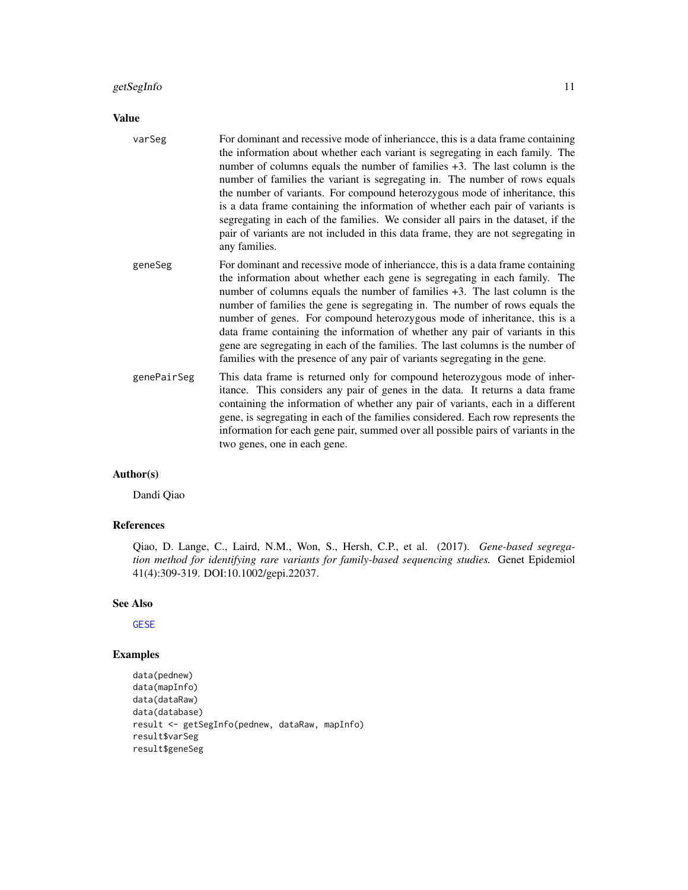## Value

**varSeg** For dominant and recessive mode of inheriancce, this is a data frame containing the information about whether each variant is segregating in each family. The number of columns equals the number of families +3. The last column is the number of families the variant is segregating in. The number of rows equals the number of variants. For compound heterozygous mode of inheritance, this is a data frame containing the information of whether each pair of variants is segregating in each of the families. We consider all pairs in the dataset, if the pair of variants are not included in this data frame, they are not segregating in any families.

**geneSeg** For dominant and recessive mode of inheriancce, this is a data frame containing the information about whether each gene is segregating in each family. The number of columns equals the number of families +3. The last column is the number of families the gene is segregating in. The number of rows equals the number of genes. For compound heterozygous mode of inheritance, this is a data frame containing the information of whether any pair of variants in this gene are segregating in each of the families. The last columns is the number of families with the presence of any pair of variants segregating in the gene.

**genePairSeg** This data frame is returned only for compound heterozygous mode of inheritance. This considers any pair of genes in the data. It returns a data frame containing the information of whether any pair of variants, each in a different gene, is segregating in each of the families considered. Each row represents the information for each gene pair, summed over all possible pairs of variants in the two genes, one in each gene.

## Author(s)

Dandi Qiao

## References

Qiao, D. Lange, C., Laird, N.M., Won, S., Hersh, C.P., et al. (2017). *Gene-based segregation method for identifying rare variants for family-based sequencing studies.* Genet Epidemiol 41(4):309-319. DOI:10.1002/gepi.22037.

## See Also

GESE

## Examples

```
data(pednew)
data(mapInfo)
data(dataRaw)
data(database)
result <- getSegInfo(pednew, dataRaw, mapInfo)
result$varSeg
result$geneSeg
```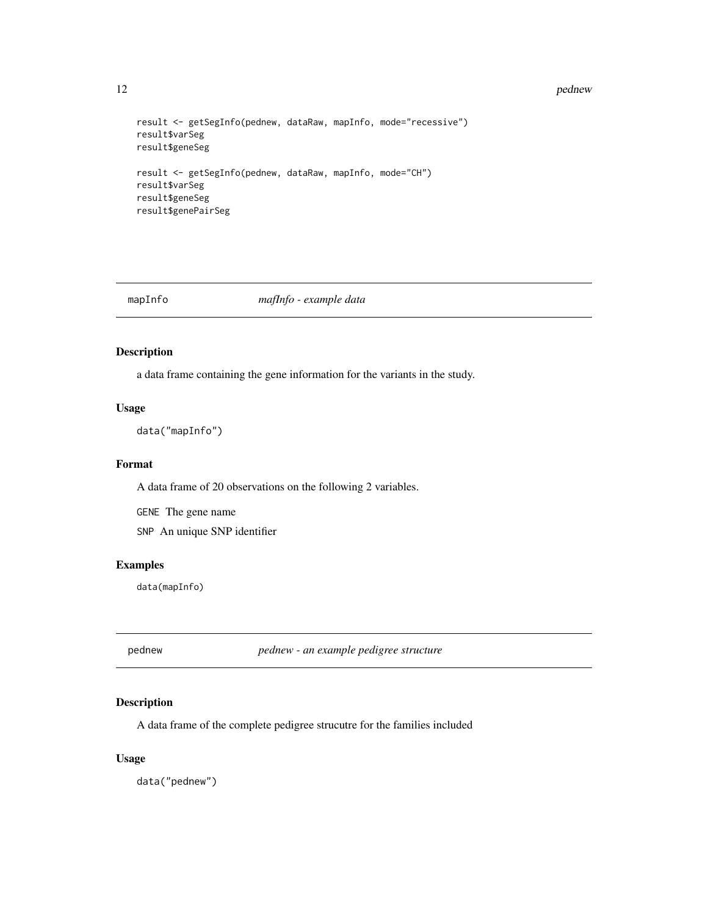```
result <- getSegInfo(pednew, dataRaw, mapInfo, mode="recessive")
result$varSeg
result$geneSeg

result <- getSegInfo(pednew, dataRaw, mapInfo, mode="CH")
result$varSeg
result$geneSeg
result$genePairSeg
```

## mapInfo *mafInfo - example data*

### Description

a data frame containing the gene information for the variants in the study.

### Usage

```
data("mapInfo")
```

### Format

A data frame of 20 observations on the following 2 variables.

GENE The gene name

SNP An unique SNP identifier

### Examples

```
data(mapInfo)
```

## pednew *pednew - an example pedigree structure*

### Description

A data frame of the complete pedigree strucutre for the families included

### Usage

```
data("pednew")
```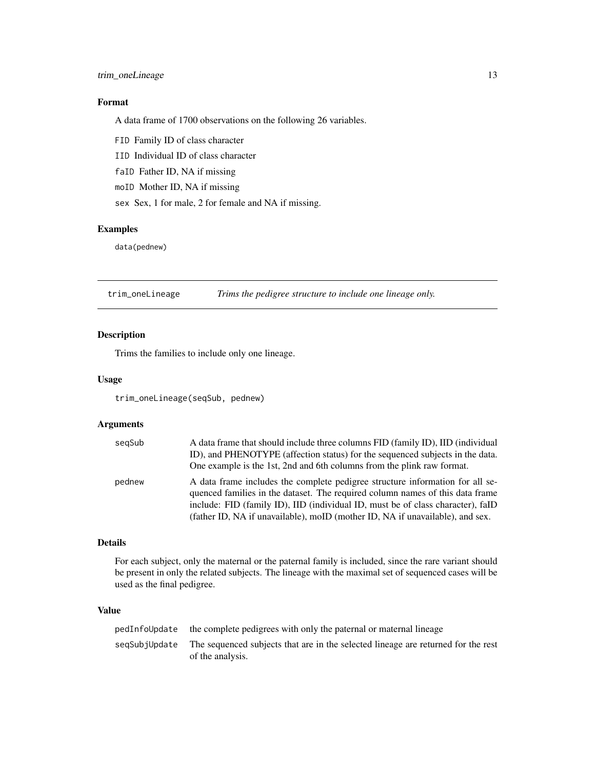### Format

A data frame of 1700 observations on the following 26 variables.

`FID` Family ID of class character

`IID` Individual ID of class character

`faID` Father ID, NA if missing

`moID` Mother ID, NA if missing

`sex` Sex, 1 for male, 2 for female and NA if missing.

### Examples

```
data(pednew)
```

---

## trim_oneLineage    *Trims the pedigree structure to include one lineage only.*

---

### Description

Trims the families to include only one lineage.

### Usage

```
trim_oneLineage(seqSub, pednew)
```

### Arguments

| | |
|---|---|
| `seqSub` | A data frame that should include three columns FID (family ID), IID (individual ID), and PHENOTYPE (affection status) for the sequenced subjects in the data. One example is the 1st, 2nd and 6th columns from the plink raw format. |
| `pednew` | A data frame includes the complete pedigree structure information for all sequenced families in the dataset. The required column names of this data frame include: FID (family ID), IID (individual ID, must be of class character), faID (father ID, NA if unavailable), moID (mother ID, NA if unavailable), and sex. |

### Details

For each subject, only the maternal or the paternal family is included, since the rare variant should be present in only the related subjects. The lineage with the maximal set of sequenced cases will be used as the final pedigree.

### Value

| | |
|---|---|
| `pedInfoUpdate` | the complete pedigrees with only the paternal or maternal lineage |
| `seqSubjUpdate` | The sequenced subjects that are in the selected lineage are returned for the rest of the analysis. |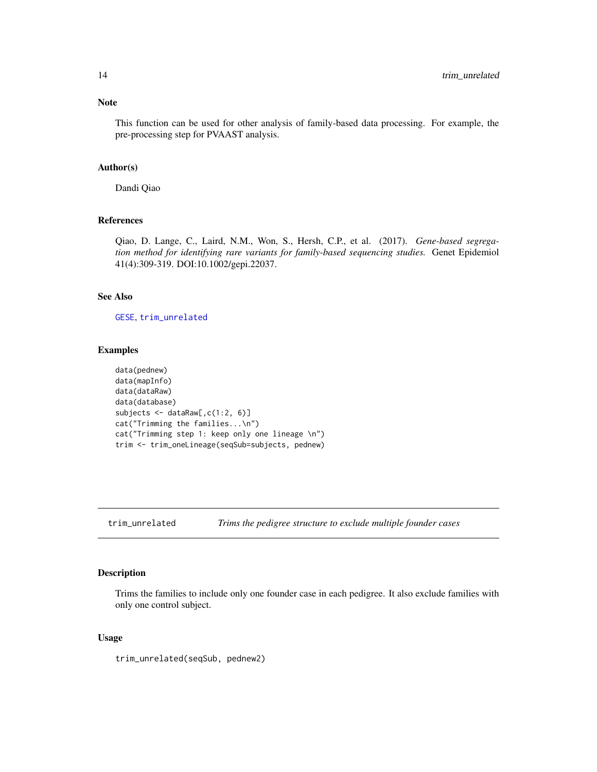### Note

This function can be used for other analysis of family-based data processing. For example, the pre-processing step for PVAAST analysis.

### Author(s)

Dandi Qiao

### References

Qiao, D. Lange, C., Laird, N.M., Won, S., Hersh, C.P., et al. (2017). *Gene-based segregation method for identifying rare variants for family-based sequencing studies.* Genet Epidemiol 41(4):309-319. DOI:10.1002/gepi.22037.

### See Also

GESE, trim_unrelated

### Examples

```
data(pednew)
data(mapInfo)
data(dataRaw)
data(database)
subjects <- dataRaw[,c(1:2, 6)]
cat("Trimming the families...\n")
cat("Trimming step 1: keep only one lineage \n")
trim <- trim_oneLineage(seqSub=subjects, pednew)
```

---

## trim_unrelated *Trims the pedigree structure to exclude multiple founder cases*

### Description

Trims the families to include only one founder case in each pedigree. It also exclude families with only one control subject.

### Usage

```
trim_unrelated(seqSub, pednew2)
```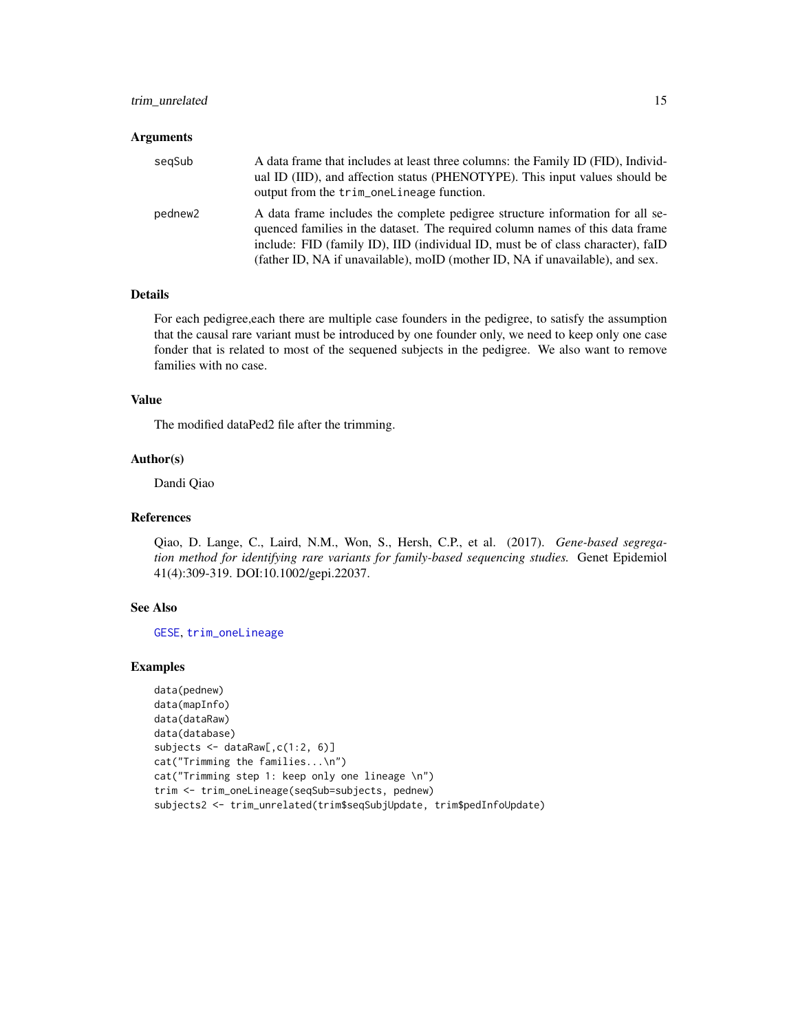## Arguments

seqSub
: A data frame that includes at least three columns: the Family ID (FID), Individual ID (IID), and affection status (PHENOTYPE). This input values should be output from the `trim_oneLineage` function.

pednew2
: A data frame includes the complete pedigree structure information for all sequenced families in the dataset. The required column names of this data frame include: FID (family ID), IID (individual ID, must be of class character), faID (father ID, NA if unavailable), moID (mother ID, NA if unavailable), and sex.

## Details

For each pedigree,each there are multiple case founders in the pedigree, to satisfy the assumption that the causal rare variant must be introduced by one founder only, we need to keep only one case fonder that is related to most of the sequened subjects in the pedigree. We also want to remove families with no case.

## Value

The modified dataPed2 file after the trimming.

## Author(s)

Dandi Qiao

## References

Qiao, D. Lange, C., Laird, N.M., Won, S., Hersh, C.P., et al. (2017). *Gene-based segregation method for identifying rare variants for family-based sequencing studies.* Genet Epidemiol 41(4):309-319. DOI:10.1002/gepi.22037.

## See Also

GESE, trim_oneLineage

## Examples

```
data(pednew)
data(mapInfo)
data(dataRaw)
data(database)
subjects <- dataRaw[,c(1:2, 6)]
cat("Trimming the families...\n")
cat("Trimming step 1: keep only one lineage \n")
trim <- trim_oneLineage(seqSub=subjects, pednew)
subjects2 <- trim_unrelated(trim$seqSubjUpdate, trim$pedInfoUpdate)
```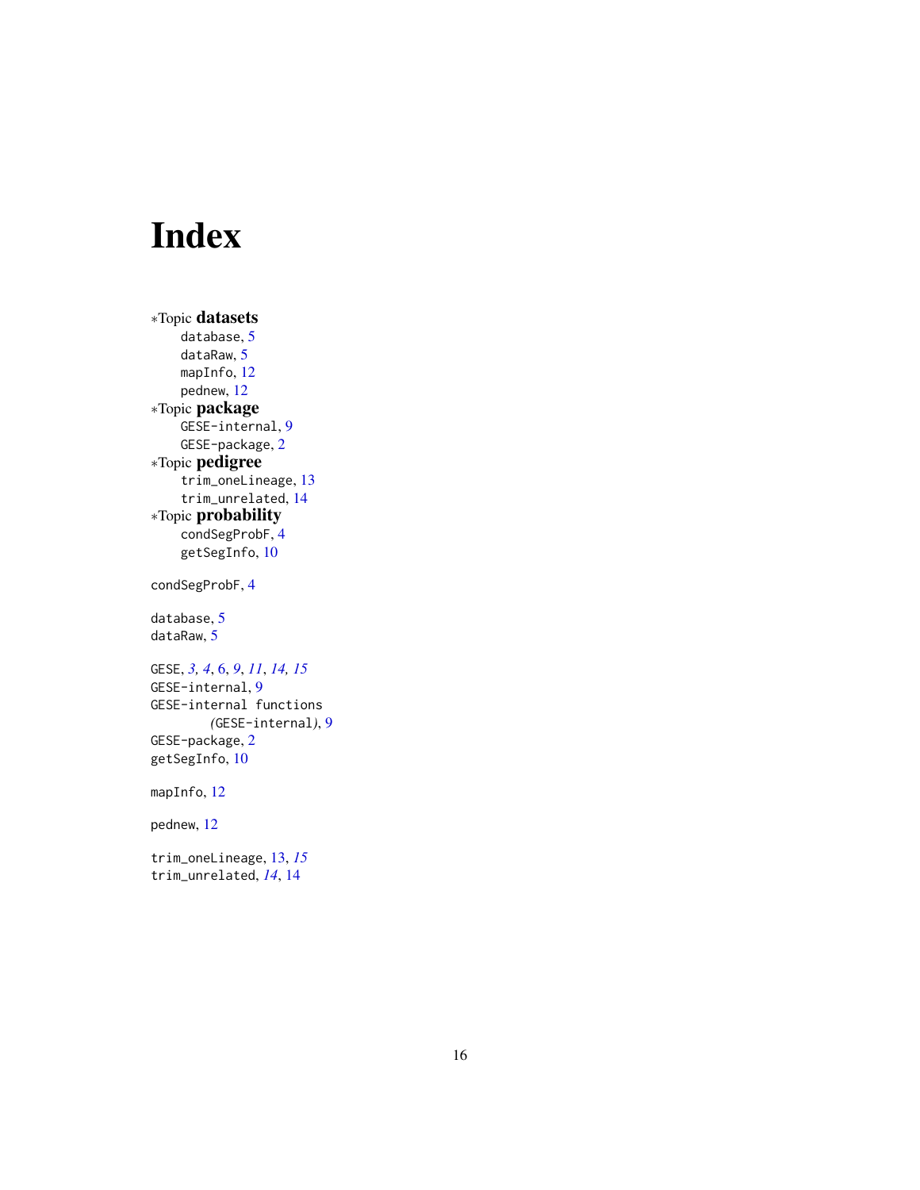# Index

∗Topic **datasets**
- database, 5
- dataRaw, 5
- mapInfo, 12
- pednew, 12

∗Topic **package**
- GESE-internal, 9
- GESE-package, 2

∗Topic **pedigree**
- trim_oneLineage, 13
- trim_unrelated, 14

∗Topic **probability**
- condSegProbF, 4
- getSegInfo, 10

condSegProbF, 4

database, 5
dataRaw, 5

GESE, *3, 4*, 6, *9*, *11*, *14, 15*
GESE-internal, 9
GESE-internal functions
    *(*GESE-internal*)*, 9
GESE-package, 2
getSegInfo, 10

mapInfo, 12

pednew, 12

trim_oneLineage, 13, *15*
trim_unrelated, *14*, 14